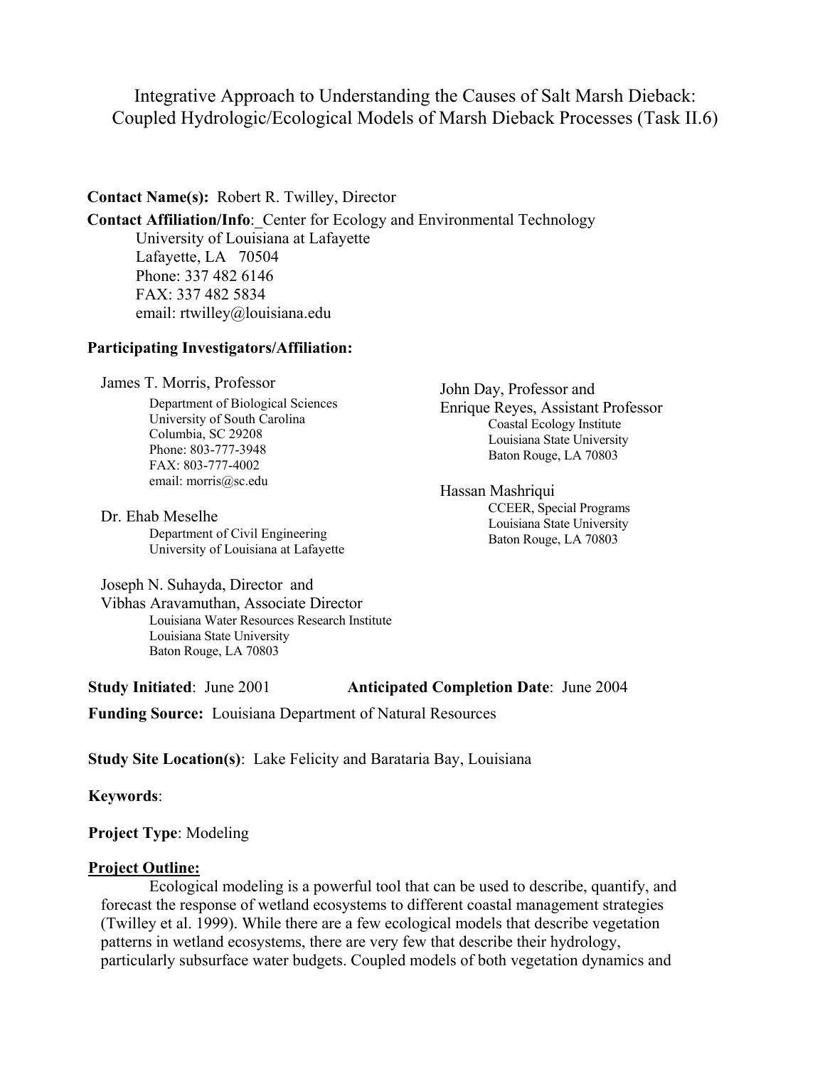# Integrative Approach to Understanding the Causes of Salt Marsh Dieback: Coupled Hydrologic/Ecological Models of Marsh Dieback Processes (Task II.6)

**Contact Name(s):** Robert R. Twilley, Director

**Contact Affiliation/Info**:_Center for Ecology and Environmental Technology
University of Louisiana at Lafayette
Lafayette, LA 70504
Phone: 337 482 6146
FAX: 337 482 5834
email: rtwilley@louisiana.edu

**Participating Investigators/Affiliation:**

James T. Morris, Professor
Department of Biological Sciences
University of South Carolina
Columbia, SC 29208
Phone: 803-777-3948
FAX: 803-777-4002
email: morris@sc.edu

Dr. Ehab Meselhe
Department of Civil Engineering
University of Louisiana at Lafayette

Joseph N. Suhayda, Director and
Vibhas Aravamuthan, Associate Director
Louisiana Water Resources Research Institute
Louisiana State University
Baton Rouge, LA 70803

John Day, Professor and
Enrique Reyes, Assistant Professor
Coastal Ecology Institute
Louisiana State University
Baton Rouge, LA 70803

Hassan Mashriqui
CCEER, Special Programs
Louisiana State University
Baton Rouge, LA 70803

**Study Initiated**: June 2001 **Anticipated Completion Date**: June 2004

**Funding Source:** Louisiana Department of Natural Resources

**Study Site Location(s)**: Lake Felicity and Barataria Bay, Louisiana

**Keywords**:

**Project Type**: Modeling

**Project Outline:**

Ecological modeling is a powerful tool that can be used to describe, quantify, and forecast the response of wetland ecosystems to different coastal management strategies (Twilley et al. 1999). While there are a few ecological models that describe vegetation patterns in wetland ecosystems, there are very few that describe their hydrology, particularly subsurface water budgets. Coupled models of both vegetation dynamics and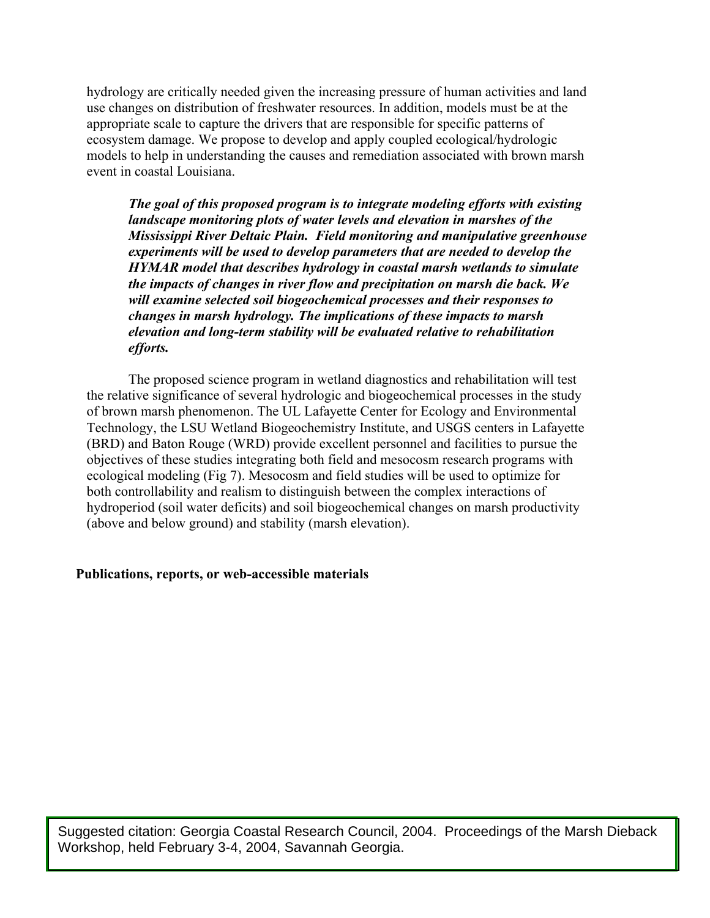hydrology are critically needed given the increasing pressure of human activities and land use changes on distribution of freshwater resources. In addition, models must be at the appropriate scale to capture the drivers that are responsible for specific patterns of ecosystem damage. We propose to develop and apply coupled ecological/hydrologic models to help in understanding the causes and remediation associated with brown marsh event in coastal Louisiana.

> ***The goal of this proposed program is to integrate modeling efforts with existing landscape monitoring plots of water levels and elevation in marshes of the Mississippi River Deltaic Plain. Field monitoring and manipulative greenhouse experiments will be used to develop parameters that are needed to develop the HYMAR model that describes hydrology in coastal marsh wetlands to simulate the impacts of changes in river flow and precipitation on marsh die back. We will examine selected soil biogeochemical processes and their responses to changes in marsh hydrology. The implications of these impacts to marsh elevation and long-term stability will be evaluated relative to rehabilitation efforts.***

The proposed science program in wetland diagnostics and rehabilitation will test the relative significance of several hydrologic and biogeochemical processes in the study of brown marsh phenomenon. The UL Lafayette Center for Ecology and Environmental Technology, the LSU Wetland Biogeochemistry Institute, and USGS centers in Lafayette (BRD) and Baton Rouge (WRD) provide excellent personnel and facilities to pursue the objectives of these studies integrating both field and mesocosm research programs with ecological modeling (Fig 7). Mesocosm and field studies will be used to optimize for both controllability and realism to distinguish between the complex interactions of hydroperiod (soil water deficits) and soil biogeochemical changes on marsh productivity (above and below ground) and stability (marsh elevation).

**Publications, reports, or web-accessible materials**

Suggested citation: Georgia Coastal Research Council, 2004. Proceedings of the Marsh Dieback Workshop, held February 3-4, 2004, Savannah Georgia.